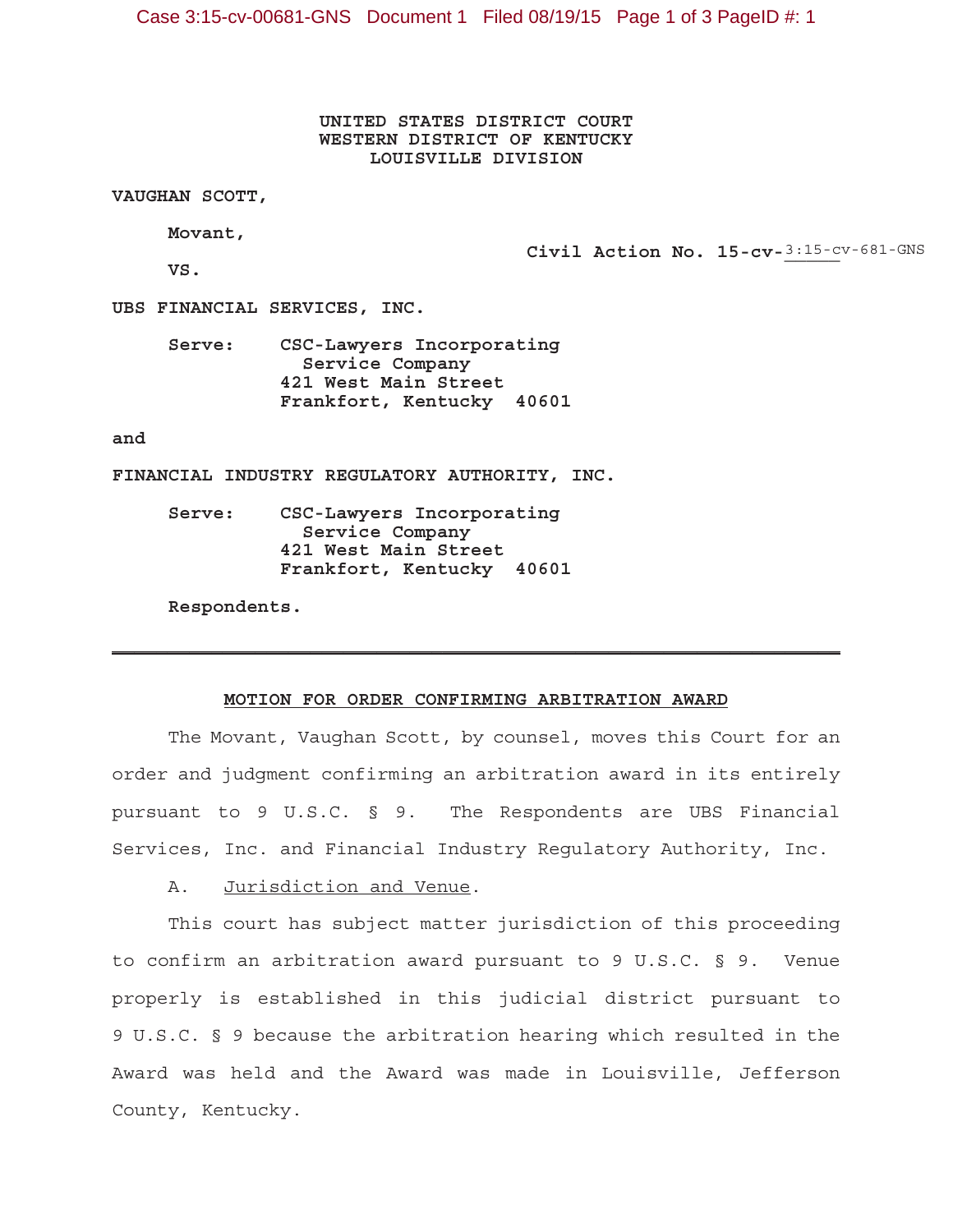**UNITED STATES DISTRICT COURT**
**WESTERN DISTRICT OF KENTUCKY**
**LOUISVILLE DIVISION**

**VAUGHAN SCOTT,**

**Movant,**

**Civil Action No. 15-cv-**3:15-cv-681-GNS

**VS.**

**UBS FINANCIAL SERVICES, INC.**

**Serve: CSC-Lawyers Incorporating Service Company**
**421 West Main Street**
**Frankfort, Kentucky 40601**

**and**

**FINANCIAL INDUSTRY REGULATORY AUTHORITY, INC.**

**Serve: CSC-Lawyers Incorporating Service Company**
**421 West Main Street**
**Frankfort, Kentucky 40601**

**Respondents.**

---

**MOTION FOR ORDER CONFIRMING ARBITRATION AWARD**

The Movant, Vaughan Scott, by counsel, moves this Court for an order and judgment confirming an arbitration award in its entirely pursuant to 9 U.S.C. § 9. The Respondents are UBS Financial Services, Inc. and Financial Industry Regulatory Authority, Inc.

A. Jurisdiction and Venue.

This court has subject matter jurisdiction of this proceeding to confirm an arbitration award pursuant to 9 U.S.C. § 9. Venue properly is established in this judicial district pursuant to 9 U.S.C. § 9 because the arbitration hearing which resulted in the Award was held and the Award was made in Louisville, Jefferson County, Kentucky.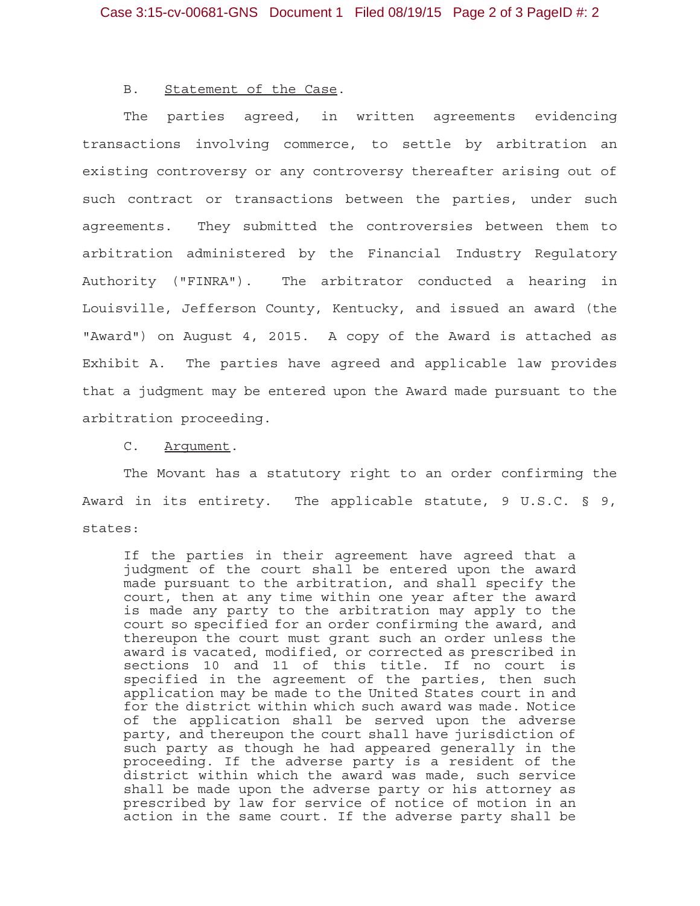B. Statement of the Case.

The parties agreed, in written agreements evidencing transactions involving commerce, to settle by arbitration an existing controversy or any controversy thereafter arising out of such contract or transactions between the parties, under such agreements. They submitted the controversies between them to arbitration administered by the Financial Industry Regulatory Authority ("FINRA"). The arbitrator conducted a hearing in Louisville, Jefferson County, Kentucky, and issued an award (the "Award") on August 4, 2015. A copy of the Award is attached as Exhibit A. The parties have agreed and applicable law provides that a judgment may be entered upon the Award made pursuant to the arbitration proceeding.

C. Argument.

The Movant has a statutory right to an order confirming the Award in its entirety. The applicable statute, 9 U.S.C. § 9, states:

> If the parties in their agreement have agreed that a judgment of the court shall be entered upon the award made pursuant to the arbitration, and shall specify the court, then at any time within one year after the award is made any party to the arbitration may apply to the court so specified for an order confirming the award, and thereupon the court must grant such an order unless the award is vacated, modified, or corrected as prescribed in sections 10 and 11 of this title. If no court is specified in the agreement of the parties, then such application may be made to the United States court in and for the district within which such award was made. Notice of the application shall be served upon the adverse party, and thereupon the court shall have jurisdiction of such party as though he had appeared generally in the proceeding. If the adverse party is a resident of the district within which the award was made, such service shall be made upon the adverse party or his attorney as prescribed by law for service of notice of motion in an action in the same court. If the adverse party shall be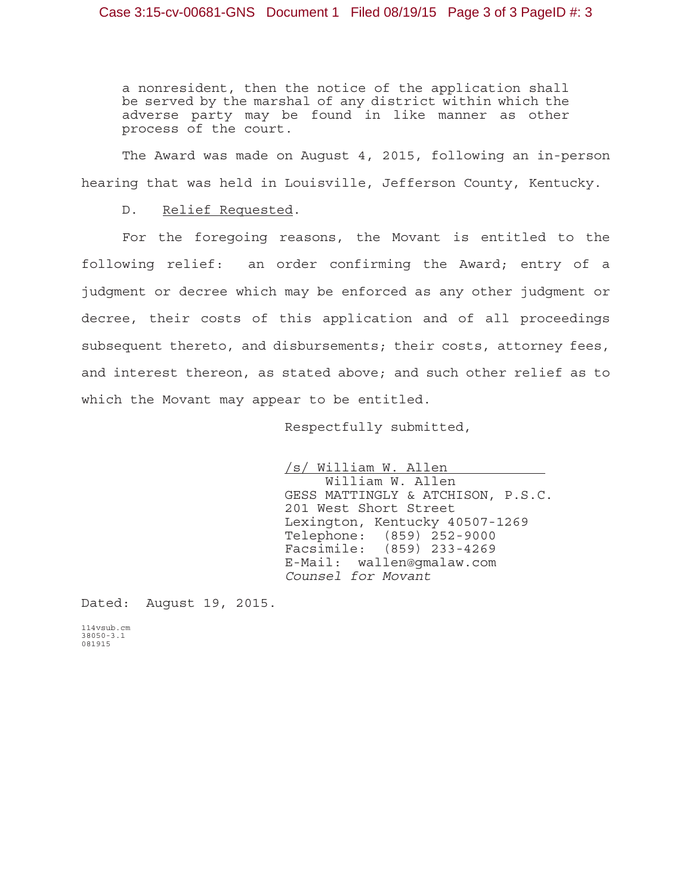> a nonresident, then the notice of the application shall be served by the marshal of any district within which the adverse party may be found in like manner as other process of the court.

The Award was made on August 4, 2015, following an in-person hearing that was held in Louisville, Jefferson County, Kentucky.

D. Relief Requested.

For the foregoing reasons, the Movant is entitled to the following relief: an order confirming the Award; entry of a judgment or decree which may be enforced as any other judgment or decree, their costs of this application and of all proceedings subsequent thereto, and disbursements; their costs, attorney fees, and interest thereon, as stated above; and such other relief as to which the Movant may appear to be entitled.

Respectfully submitted,

/s/ William W. Allen
William W. Allen
GESS MATTINGLY & ATCHISON, P.S.C.
201 West Short Street
Lexington, Kentucky 40507-1269
Telephone: (859) 252-9000
Facsimile: (859) 233-4269
E-Mail: wallen@gmalaw.com
*Counsel for Movant*

Dated: August 19, 2015.

114vsub.cm
38050-3.1
081915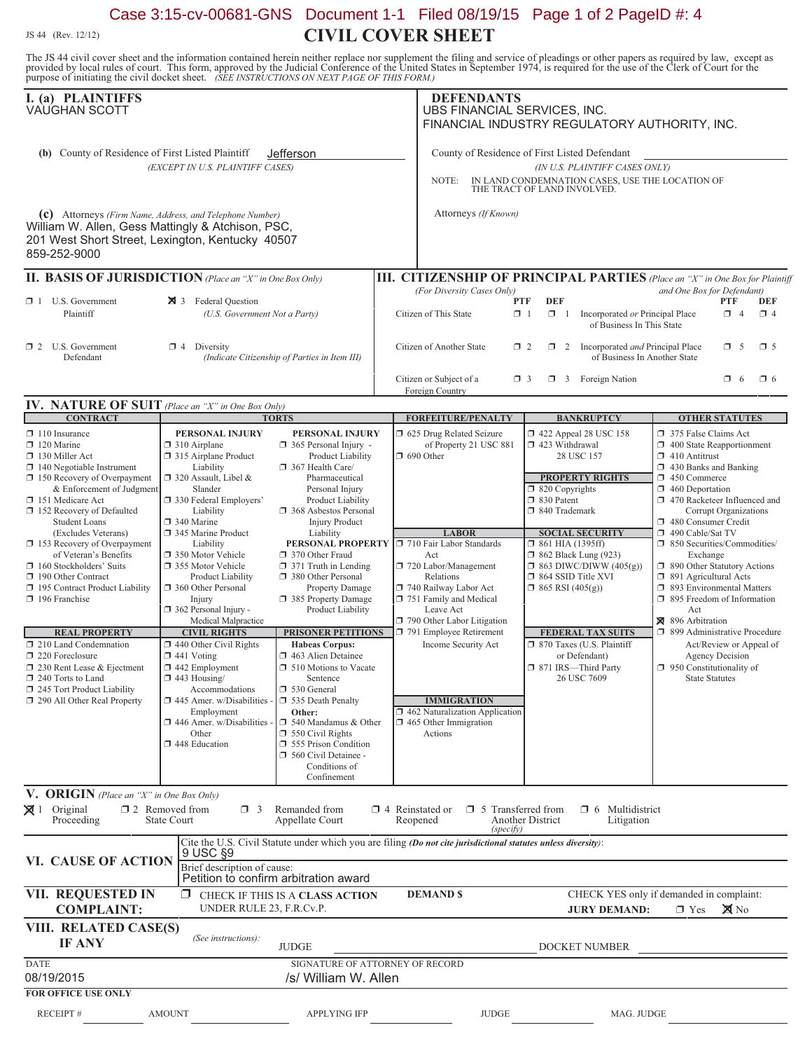JS 44 (Rev. 12/12)

# CIVIL COVER SHEET

The JS 44 civil cover sheet and the information contained herein neither replace nor supplement the filing and service of pleadings or other papers as required by law, except as provided by local rules of court. This form, approved by the Judicial Conference of the United States in September 1974, is required for the use of the Clerk of Court for the purpose of initiating the civil docket sheet. *(SEE INSTRUCTIONS ON NEXT PAGE OF THIS FORM.)*

## I. (a) PLAINTIFFS

VAUGHAN SCOTT

**(b)** County of Residence of First Listed Plaintiff: Jefferson
*(EXCEPT IN U.S. PLAINTIFF CASES)*

**(c)** Attorneys *(Firm Name, Address, and Telephone Number)*
William W. Allen, Gess Mattingly & Atchison, PSC,
201 West Short Street, Lexington, Kentucky 40507
859-252-9000

## DEFENDANTS

UBS FINANCIAL SERVICES, INC.
FINANCIAL INDUSTRY REGULATORY AUTHORITY, INC.

County of Residence of First Listed Defendant
*(IN U.S. PLAINTIFF CASES ONLY)*

NOTE: IN LAND CONDEMNATION CASES, USE THE LOCATION OF THE TRACT OF LAND INVOLVED.

Attorneys *(If Known)*

## II. BASIS OF JURISDICTION *(Place an "X" in One Box Only)*

- ☐ 1 U.S. Government Plaintiff
- ☒ 3 Federal Question *(U.S. Government Not a Party)*
- ☐ 2 U.S. Government Defendant
- ☐ 4 Diversity *(Indicate Citizenship of Parties in Item III)*

## III. CITIZENSHIP OF PRINCIPAL PARTIES *(Place an "X" in One Box for Plaintiff and One Box for Defendant)* *(For Diversity Cases Only)*

| | PTF | DEF | | PTF | DEF |
|---|---|---|---|---|---|
| Citizen of This State | ☐ 1 | ☐ 1 | Incorporated *or* Principal Place of Business In This State | ☐ 4 | ☐ 4 |
| Citizen of Another State | ☐ 2 | ☐ 2 | Incorporated *and* Principal Place of Business In Another State | ☐ 5 | ☐ 5 |
| Citizen or Subject of a Foreign Country | ☐ 3 | ☐ 3 | Foreign Nation | ☐ 6 | ☐ 6 |

## IV. NATURE OF SUIT *(Place an "X" in One Box Only)*

**CONTRACT:** ☐ 110 Insurance; ☐ 120 Marine; ☐ 130 Miller Act; ☐ 140 Negotiable Instrument; ☐ 150 Recovery of Overpayment & Enforcement of Judgment; ☐ 151 Medicare Act; ☐ 152 Recovery of Defaulted Student Loans (Excludes Veterans); ☐ 153 Recovery of Overpayment of Veteran's Benefits; ☐ 160 Stockholders' Suits; ☐ 190 Other Contract; ☐ 195 Contract Product Liability; ☐ 196 Franchise

**REAL PROPERTY:** ☐ 210 Land Condemnation; ☐ 220 Foreclosure; ☐ 230 Rent Lease & Ejectment; ☐ 240 Torts to Land; ☐ 245 Tort Product Liability; ☐ 290 All Other Real Property

**TORTS — PERSONAL INJURY:** ☐ 310 Airplane; ☐ 315 Airplane Product Liability; ☐ 320 Assault, Libel & Slander; ☐ 330 Federal Employers' Liability; ☐ 340 Marine; ☐ 345 Marine Product Liability; ☐ 350 Motor Vehicle; ☐ 355 Motor Vehicle Product Liability; ☐ 360 Other Personal Injury; ☐ 362 Personal Injury - Medical Malpractice

**PERSONAL INJURY:** ☐ 365 Personal Injury - Product Liability; ☐ 367 Health Care/ Pharmaceutical Personal Injury Product Liability; ☐ 368 Asbestos Personal Injury Product Liability

**PERSONAL PROPERTY:** ☐ 370 Other Fraud; ☐ 371 Truth in Lending; ☐ 380 Other Personal Property Damage; ☐ 385 Property Damage Product Liability

**CIVIL RIGHTS:** ☐ 440 Other Civil Rights; ☐ 441 Voting; ☐ 442 Employment; ☐ 443 Housing/ Accommodations; ☐ 445 Amer. w/Disabilities - Employment; ☐ 446 Amer. w/Disabilities - Other; ☐ 448 Education

**PRISONER PETITIONS:** Habeas Corpus: ☐ 463 Alien Detainee; ☐ 510 Motions to Vacate Sentence; ☐ 530 General; ☐ 535 Death Penalty; Other: ☐ 540 Mandamus & Other; ☐ 550 Civil Rights; ☐ 555 Prison Condition; ☐ 560 Civil Detainee - Conditions of Confinement

**FORFEITURE/PENALTY:** ☐ 625 Drug Related Seizure of Property 21 USC 881; ☐ 690 Other

**LABOR:** ☐ 710 Fair Labor Standards Act; ☐ 720 Labor/Management Relations; ☐ 740 Railway Labor Act; ☐ 751 Family and Medical Leave Act; ☐ 790 Other Labor Litigation; ☐ 791 Employee Retirement Income Security Act

**IMMIGRATION:** ☐ 462 Naturalization Application; ☐ 465 Other Immigration Actions

**BANKRUPTCY:** ☐ 422 Appeal 28 USC 158; ☐ 423 Withdrawal 28 USC 157

**PROPERTY RIGHTS:** ☐ 820 Copyrights; ☐ 830 Patent; ☐ 840 Trademark

**SOCIAL SECURITY:** ☐ 861 HIA (1395ff); ☐ 862 Black Lung (923); ☐ 863 DIWC/DIWW (405(g)); ☐ 864 SSID Title XVI; ☐ 865 RSI (405(g))

**FEDERAL TAX SUITS:** ☐ 870 Taxes (U.S. Plaintiff or Defendant); ☐ 871 IRS—Third Party 26 USC 7609

**OTHER STATUTES:** ☐ 375 False Claims Act; ☐ 400 State Reapportionment; ☐ 410 Antitrust; ☐ 430 Banks and Banking; ☐ 450 Commerce; ☐ 460 Deportation; ☐ 470 Racketeer Influenced and Corrupt Organizations; ☐ 480 Consumer Credit; ☐ 490 Cable/Sat TV; ☐ 850 Securities/Commodities/ Exchange; ☐ 890 Other Statutory Actions; ☐ 891 Agricultural Acts; ☐ 893 Environmental Matters; ☐ 895 Freedom of Information Act; ☒ 896 Arbitration; ☐ 899 Administrative Procedure Act/Review or Appeal of Agency Decision; ☐ 950 Constitutionality of State Statutes

## V. ORIGIN *(Place an "X" in One Box Only)*

☒ 1 Original Proceeding; ☐ 2 Removed from State Court; ☐ 3 Remanded from Appellate Court; ☐ 4 Reinstated or Reopened; ☐ 5 Transferred from Another District *(specify)*; ☐ 6 Multidistrict Litigation

## VI. CAUSE OF ACTION

Cite the U.S. Civil Statute under which you are filing *(Do not cite jurisdictional statutes unless diversity)*: 9 USC §9

Brief description of cause: Petition to confirm arbitration award

## VII. REQUESTED IN COMPLAINT:

☐ CHECK IF THIS IS A **CLASS ACTION** UNDER RULE 23, F.R.Cv.P.

**DEMAND $**

CHECK YES only if demanded in complaint: **JURY DEMAND:** ☐ Yes ☒ No

## VIII. RELATED CASE(S) IF ANY

*(See instructions):* JUDGE ________ DOCKET NUMBER ________

DATE: 08/19/2015

SIGNATURE OF ATTORNEY OF RECORD: /s/ William W. Allen

**FOR OFFICE USE ONLY**

RECEIPT # ________ AMOUNT ________ APPLYING IFP ________ JUDGE ________ MAG. JUDGE ________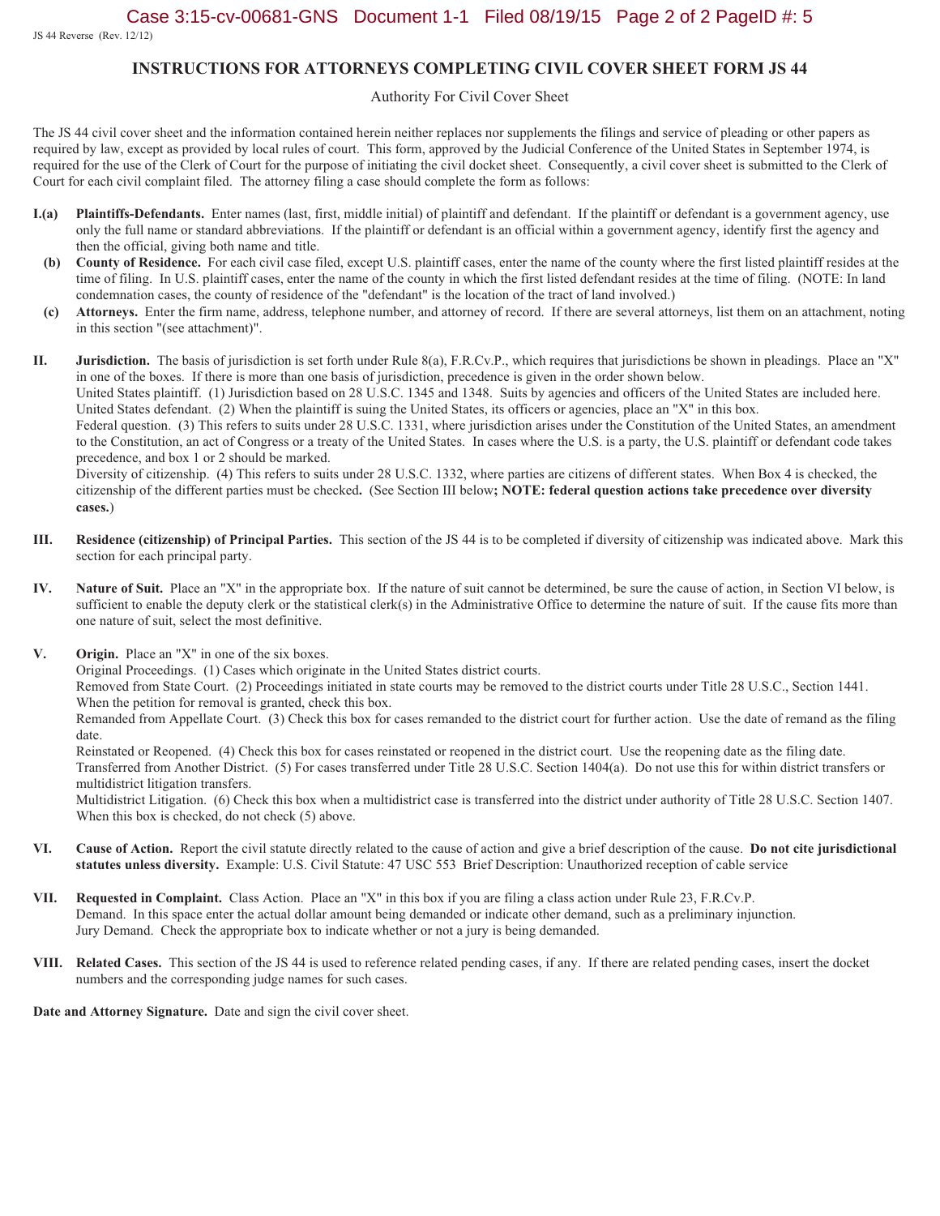JS 44 Reverse (Rev. 12/12)

# INSTRUCTIONS FOR ATTORNEYS COMPLETING CIVIL COVER SHEET FORM JS 44

Authority For Civil Cover Sheet

The JS 44 civil cover sheet and the information contained herein neither replaces nor supplements the filings and service of pleading or other papers as required by law, except as provided by local rules of court. This form, approved by the Judicial Conference of the United States in September 1974, is required for the use of the Clerk of Court for the purpose of initiating the civil docket sheet. Consequently, a civil cover sheet is submitted to the Clerk of Court for each civil complaint filed. The attorney filing a case should complete the form as follows:

**I.(a) Plaintiffs-Defendants.** Enter names (last, first, middle initial) of plaintiff and defendant. If the plaintiff or defendant is a government agency, use only the full name or standard abbreviations. If the plaintiff or defendant is an official within a government agency, identify first the agency and then the official, giving both name and title.

**(b) County of Residence.** For each civil case filed, except U.S. plaintiff cases, enter the name of the county where the first listed plaintiff resides at the time of filing. In U.S. plaintiff cases, enter the name of the county in which the first listed defendant resides at the time of filing. (NOTE: In land condemnation cases, the county of residence of the "defendant" is the location of the tract of land involved.)

**(c) Attorneys.** Enter the firm name, address, telephone number, and attorney of record. If there are several attorneys, list them on an attachment, noting in this section "(see attachment)".

**II. Jurisdiction.** The basis of jurisdiction is set forth under Rule 8(a), F.R.Cv.P., which requires that jurisdictions be shown in pleadings. Place an "X" in one of the boxes. If there is more than one basis of jurisdiction, precedence is given in the order shown below.
United States plaintiff. (1) Jurisdiction based on 28 U.S.C. 1345 and 1348. Suits by agencies and officers of the United States are included here.
United States defendant. (2) When the plaintiff is suing the United States, its officers or agencies, place an "X" in this box.
Federal question. (3) This refers to suits under 28 U.S.C. 1331, where jurisdiction arises under the Constitution of the United States, an amendment to the Constitution, an act of Congress or a treaty of the United States. In cases where the U.S. is a party, the U.S. plaintiff or defendant code takes precedence, and box 1 or 2 should be marked.
Diversity of citizenship. (4) This refers to suits under 28 U.S.C. 1332, where parties are citizens of different states. When Box 4 is checked, the citizenship of the different parties must be checked**.** (See Section III below**; NOTE: federal question actions take precedence over diversity cases.**)

**III. Residence (citizenship) of Principal Parties.** This section of the JS 44 is to be completed if diversity of citizenship was indicated above. Mark this section for each principal party.

**IV. Nature of Suit.** Place an "X" in the appropriate box. If the nature of suit cannot be determined, be sure the cause of action, in Section VI below, is sufficient to enable the deputy clerk or the statistical clerk(s) in the Administrative Office to determine the nature of suit. If the cause fits more than one nature of suit, select the most definitive.

**V. Origin.** Place an "X" in one of the six boxes.
Original Proceedings. (1) Cases which originate in the United States district courts.
Removed from State Court. (2) Proceedings initiated in state courts may be removed to the district courts under Title 28 U.S.C., Section 1441. When the petition for removal is granted, check this box.
Remanded from Appellate Court. (3) Check this box for cases remanded to the district court for further action. Use the date of remand as the filing date.
Reinstated or Reopened. (4) Check this box for cases reinstated or reopened in the district court. Use the reopening date as the filing date.
Transferred from Another District. (5) For cases transferred under Title 28 U.S.C. Section 1404(a). Do not use this for within district transfers or multidistrict litigation transfers.
Multidistrict Litigation. (6) Check this box when a multidistrict case is transferred into the district under authority of Title 28 U.S.C. Section 1407. When this box is checked, do not check (5) above.

**VI. Cause of Action.** Report the civil statute directly related to the cause of action and give a brief description of the cause. **Do not cite jurisdictional statutes unless diversity.** Example: U.S. Civil Statute: 47 USC 553 Brief Description: Unauthorized reception of cable service

**VII. Requested in Complaint.** Class Action. Place an "X" in this box if you are filing a class action under Rule 23, F.R.Cv.P.
Demand. In this space enter the actual dollar amount being demanded or indicate other demand, such as a preliminary injunction.
Jury Demand. Check the appropriate box to indicate whether or not a jury is being demanded.

**VIII. Related Cases.** This section of the JS 44 is used to reference related pending cases, if any. If there are related pending cases, insert the docket numbers and the corresponding judge names for such cases.

**Date and Attorney Signature.** Date and sign the civil cover sheet.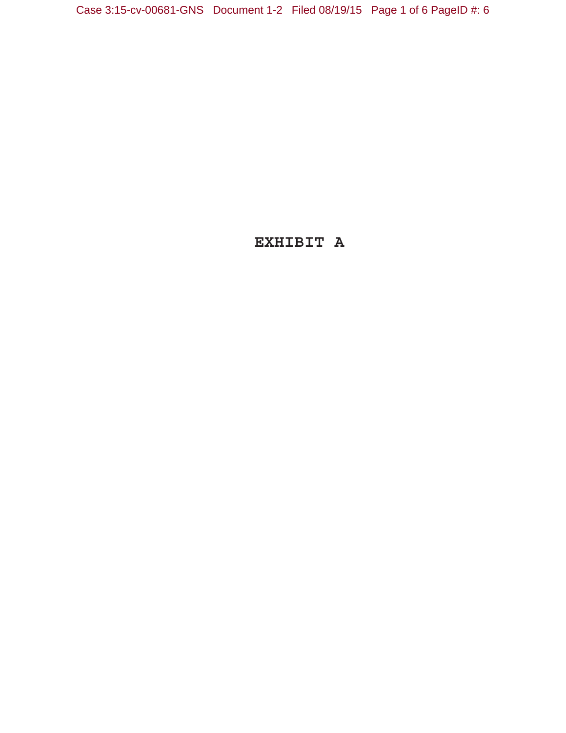**EXHIBIT A**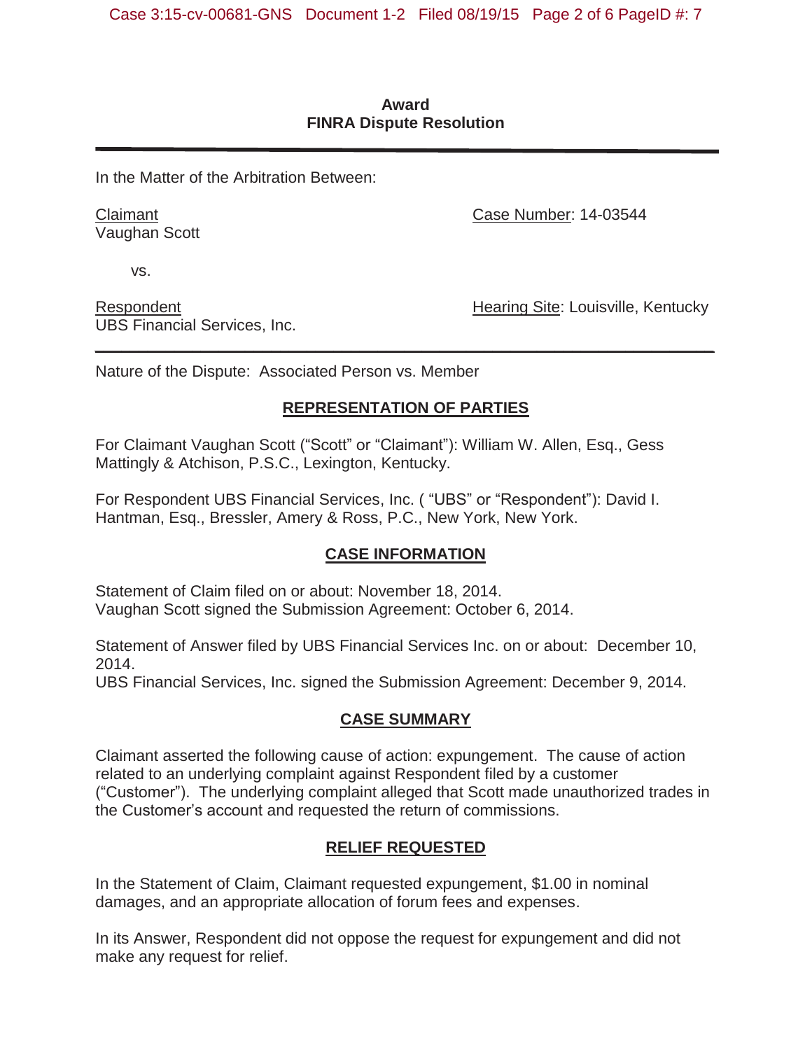**Award**
**FINRA Dispute Resolution**

---

In the Matter of the Arbitration Between:

<u>Claimant</u>
Vaughan Scott

<u>Case Number</u>: 14-03544

vs.

<u>Respondent</u>
UBS Financial Services, Inc.

<u>Hearing Site</u>: Louisville, Kentucky

---

Nature of the Dispute: Associated Person vs. Member

## REPRESENTATION OF PARTIES

For Claimant Vaughan Scott ("Scott" or "Claimant"): William W. Allen, Esq., Gess Mattingly & Atchison, P.S.C., Lexington, Kentucky.

For Respondent UBS Financial Services, Inc. ( "UBS" or "Respondent"): David I. Hantman, Esq., Bressler, Amery & Ross, P.C., New York, New York.

## CASE INFORMATION

Statement of Claim filed on or about: November 18, 2014.
Vaughan Scott signed the Submission Agreement: October 6, 2014.

Statement of Answer filed by UBS Financial Services Inc. on or about: December 10, 2014.
UBS Financial Services, Inc. signed the Submission Agreement: December 9, 2014.

## CASE SUMMARY

Claimant asserted the following cause of action: expungement. The cause of action related to an underlying complaint against Respondent filed by a customer ("Customer"). The underlying complaint alleged that Scott made unauthorized trades in the Customer's account and requested the return of commissions.

## RELIEF REQUESTED

In the Statement of Claim, Claimant requested expungement, $1.00 in nominal damages, and an appropriate allocation of forum fees and expenses.

In its Answer, Respondent did not oppose the request for expungement and did not make any request for relief.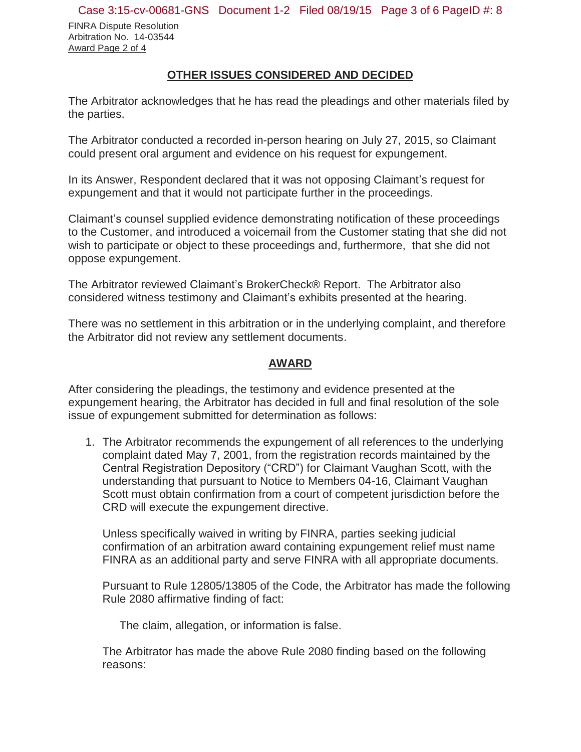## OTHER ISSUES CONSIDERED AND DECIDED

The Arbitrator acknowledges that he has read the pleadings and other materials filed by the parties.

The Arbitrator conducted a recorded in-person hearing on July 27, 2015, so Claimant could present oral argument and evidence on his request for expungement.

In its Answer, Respondent declared that it was not opposing Claimant's request for expungement and that it would not participate further in the proceedings.

Claimant's counsel supplied evidence demonstrating notification of these proceedings to the Customer, and introduced a voicemail from the Customer stating that she did not wish to participate or object to these proceedings and, furthermore, that she did not oppose expungement.

The Arbitrator reviewed Claimant's BrokerCheck® Report. The Arbitrator also considered witness testimony and Claimant's exhibits presented at the hearing.

There was no settlement in this arbitration or in the underlying complaint, and therefore the Arbitrator did not review any settlement documents.

## AWARD

After considering the pleadings, the testimony and evidence presented at the expungement hearing, the Arbitrator has decided in full and final resolution of the sole issue of expungement submitted for determination as follows:

1. The Arbitrator recommends the expungement of all references to the underlying complaint dated May 7, 2001, from the registration records maintained by the Central Registration Depository ("CRD") for Claimant Vaughan Scott, with the understanding that pursuant to Notice to Members 04-16, Claimant Vaughan Scott must obtain confirmation from a court of competent jurisdiction before the CRD will execute the expungement directive.

   Unless specifically waived in writing by FINRA, parties seeking judicial confirmation of an arbitration award containing expungement relief must name FINRA as an additional party and serve FINRA with all appropriate documents.

   Pursuant to Rule 12805/13805 of the Code, the Arbitrator has made the following Rule 2080 affirmative finding of fact:

   The claim, allegation, or information is false.

   The Arbitrator has made the above Rule 2080 finding based on the following reasons: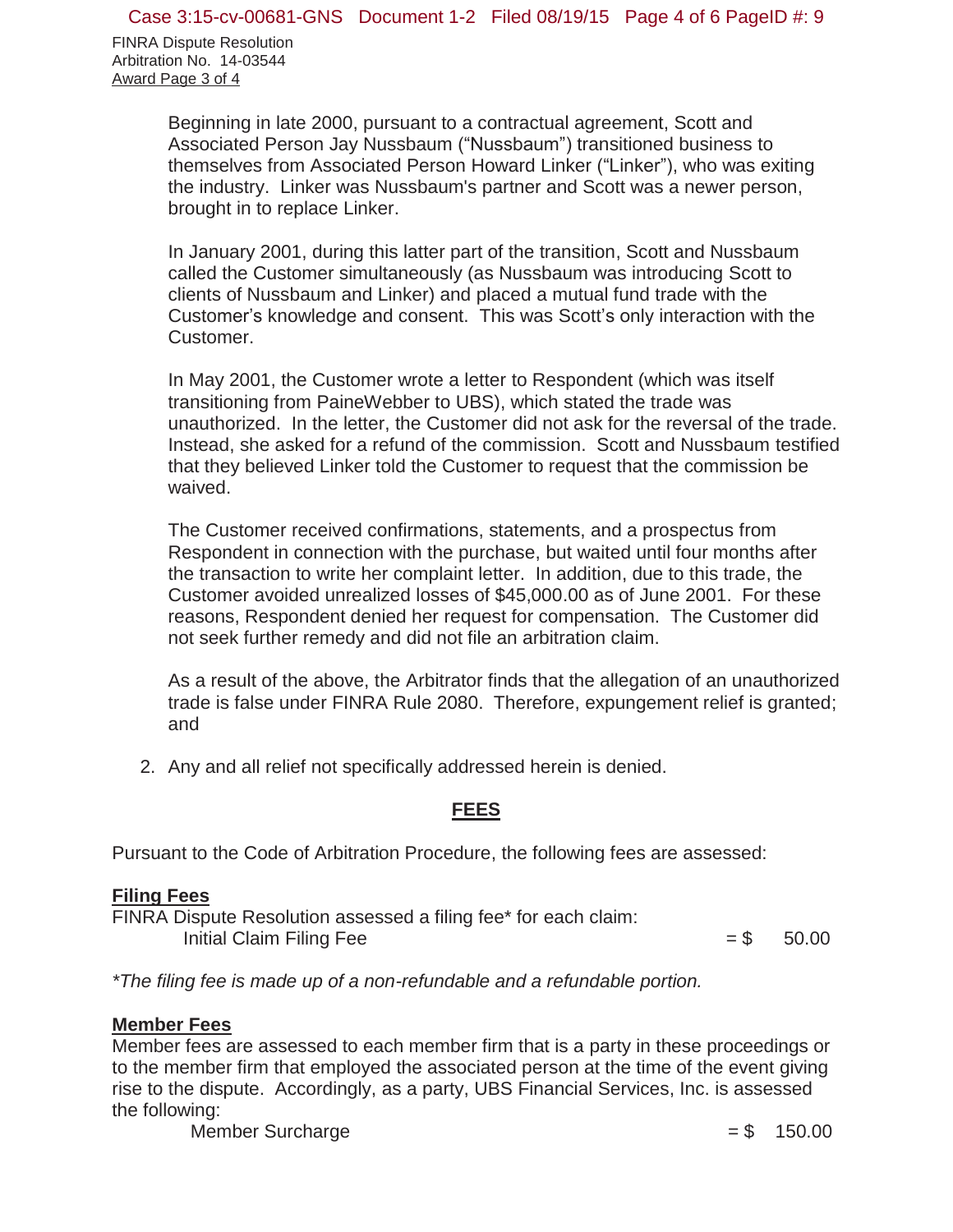Beginning in late 2000, pursuant to a contractual agreement, Scott and Associated Person Jay Nussbaum ("Nussbaum") transitioned business to themselves from Associated Person Howard Linker ("Linker"), who was exiting the industry. Linker was Nussbaum's partner and Scott was a newer person, brought in to replace Linker.

In January 2001, during this latter part of the transition, Scott and Nussbaum called the Customer simultaneously (as Nussbaum was introducing Scott to clients of Nussbaum and Linker) and placed a mutual fund trade with the Customer's knowledge and consent. This was Scott's only interaction with the Customer.

In May 2001, the Customer wrote a letter to Respondent (which was itself transitioning from PaineWebber to UBS), which stated the trade was unauthorized. In the letter, the Customer did not ask for the reversal of the trade. Instead, she asked for a refund of the commission. Scott and Nussbaum testified that they believed Linker told the Customer to request that the commission be waived.

The Customer received confirmations, statements, and a prospectus from Respondent in connection with the purchase, but waited until four months after the transaction to write her complaint letter. In addition, due to this trade, the Customer avoided unrealized losses of $45,000.00 as of June 2001. For these reasons, Respondent denied her request for compensation. The Customer did not seek further remedy and did not file an arbitration claim.

As a result of the above, the Arbitrator finds that the allegation of an unauthorized trade is false under FINRA Rule 2080. Therefore, expungement relief is granted; and

2. Any and all relief not specifically addressed herein is denied.

## FEES

Pursuant to the Code of Arbitration Procedure, the following fees are assessed:

**Filing Fees**
FINRA Dispute Resolution assessed a filing fee* for each claim:

| | |
|---|---|
| Initial Claim Filing Fee | = $ 50.00 |

*\*The filing fee is made up of a non-refundable and a refundable portion.*

**Member Fees**
Member fees are assessed to each member firm that is a party in these proceedings or to the member firm that employed the associated person at the time of the event giving rise to the dispute. Accordingly, as a party, UBS Financial Services, Inc. is assessed the following:

| | |
|---|---|
| Member Surcharge | = $ 150.00 |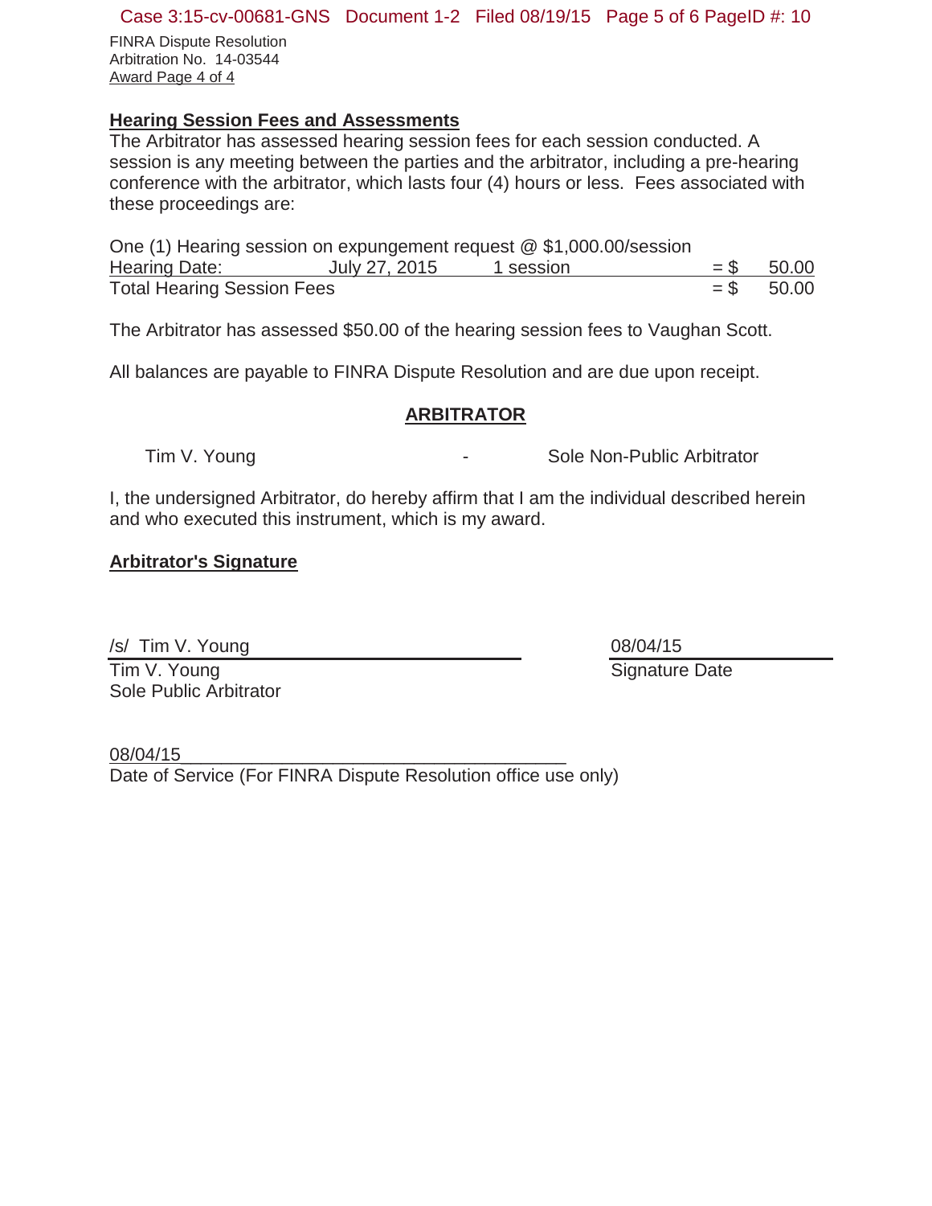FINRA Dispute Resolution
Arbitration No. 14-03544
Award Page 4 of 4

**Hearing Session Fees and Assessments**

The Arbitrator has assessed hearing session fees for each session conducted. A session is any meeting between the parties and the arbitrator, including a pre-hearing conference with the arbitrator, which lasts four (4) hours or less. Fees associated with these proceedings are:

One (1) Hearing session on expungement request @ $1,000.00/session

| Hearing Date: | July 27, 2015 | 1 session | = $ | 50.00 |
|---|---|---|---|---|
| Total Hearing Session Fees | | | = $ | 50.00 |

The Arbitrator has assessed $50.00 of the hearing session fees to Vaughan Scott.

All balances are payable to FINRA Dispute Resolution and are due upon receipt.

**ARBITRATOR**

Tim V. Young - Sole Non-Public Arbitrator

I, the undersigned Arbitrator, do hereby affirm that I am the individual described herein and who executed this instrument, which is my award.

**Arbitrator's Signature**

/s/ Tim V. Young
Tim V. Young
Sole Public Arbitrator

08/04/15
Signature Date

08/04/15
Date of Service (For FINRA Dispute Resolution office use only)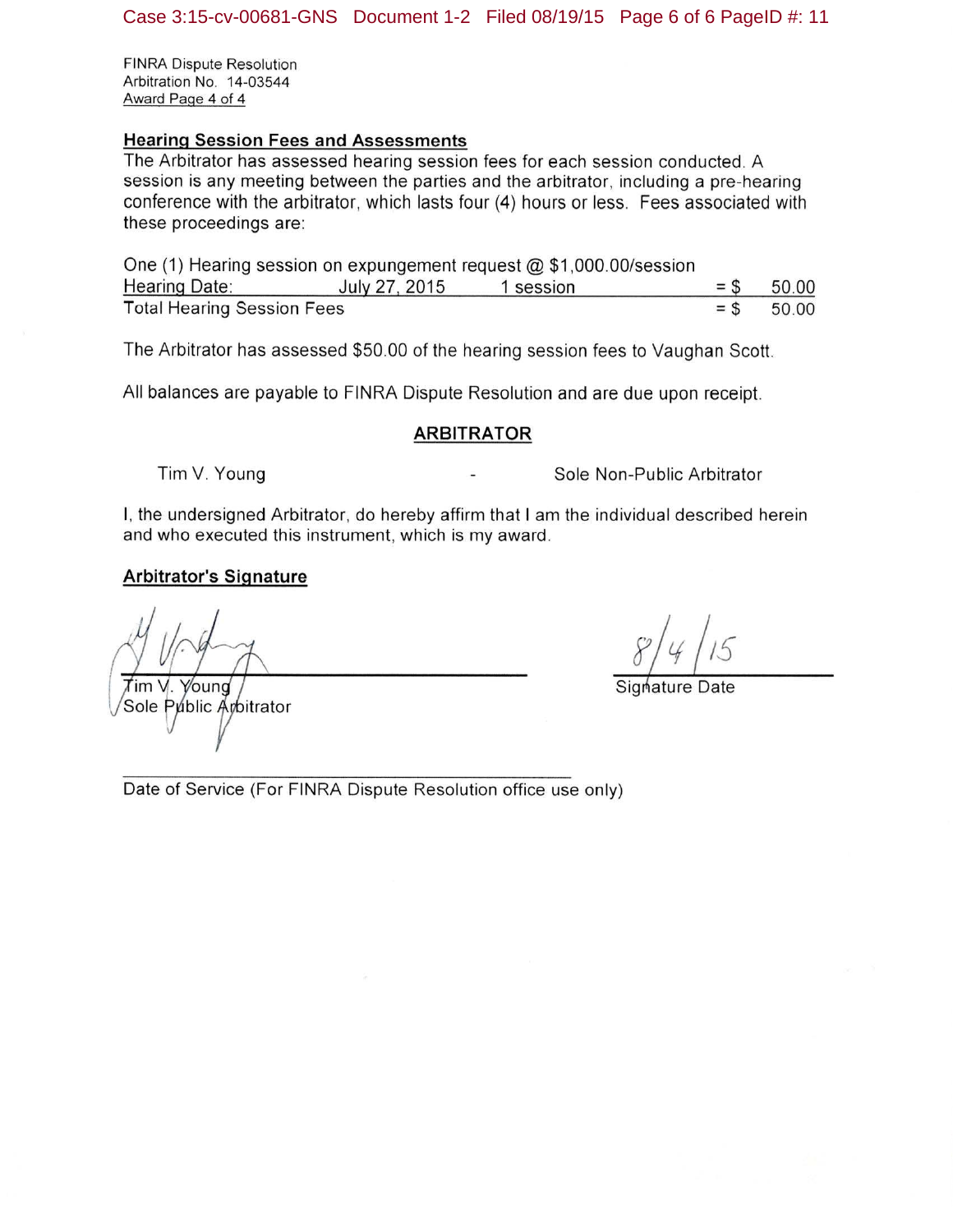FINRA Dispute Resolution
Arbitration No. 14-03544
Award Page 4 of 4

## Hearing Session Fees and Assessments

The Arbitrator has assessed hearing session fees for each session conducted. A session is any meeting between the parties and the arbitrator, including a pre-hearing conference with the arbitrator, which lasts four (4) hours or less. Fees associated with these proceedings are:

One (1) Hearing session on expungement request @ $1,000.00/session

| | | | | |
|---|---|---|---|---|
| Hearing Date: | July 27, 2015 | 1 session | = $ | 50.00 |
| Total Hearing Session Fees | | | = $ | 50.00 |

The Arbitrator has assessed $50.00 of the hearing session fees to Vaughan Scott.

All balances are payable to FINRA Dispute Resolution and are due upon receipt.

## ARBITRATOR

Tim V. Young - Sole Non-Public Arbitrator

I, the undersigned Arbitrator, do hereby affirm that I am the individual described herein and who executed this instrument, which is my award.

## Arbitrator's Signature

Tim V. Young
Sole Public Arbitrator

8/4/15
Signature Date

Date of Service (For FINRA Dispute Resolution office use only)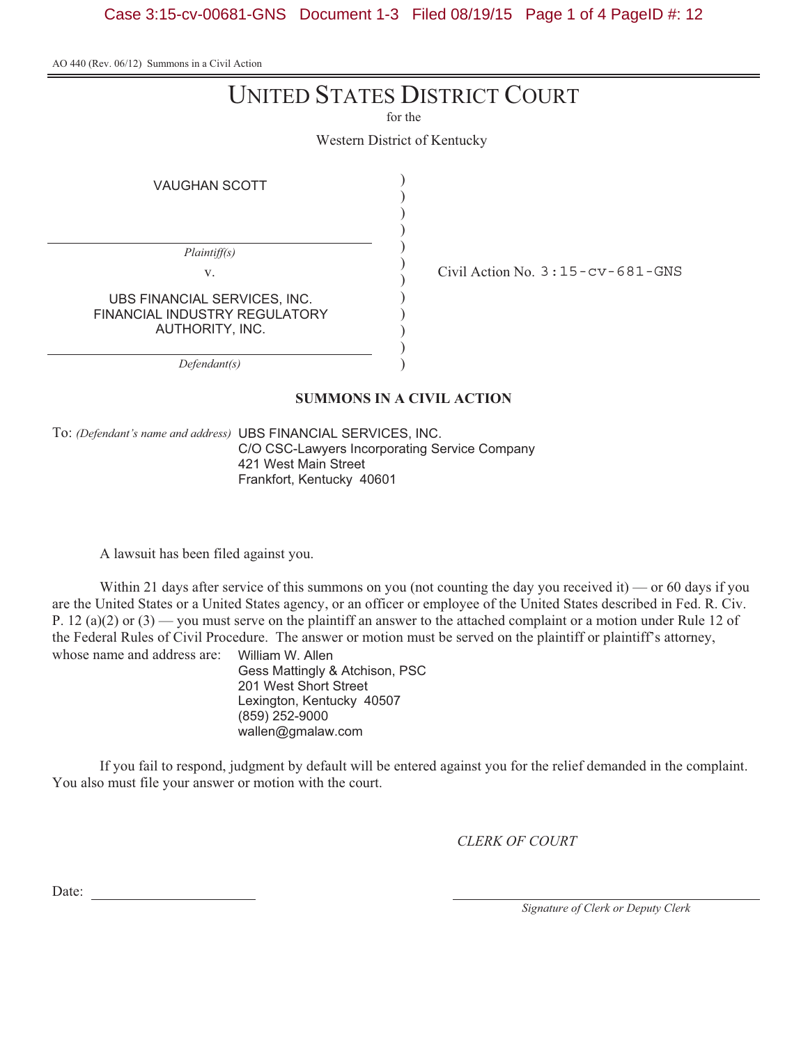AO 440 (Rev. 06/12) Summons in a Civil Action

# UNITED STATES DISTRICT COURT

for the

Western District of Kentucky

VAUGHAN SCOTT

*Plaintiff(s)*

v.

UBS FINANCIAL SERVICES, INC.
FINANCIAL INDUSTRY REGULATORY AUTHORITY, INC.

*Defendant(s)*

Civil Action No. 3:15-cv-681-GNS

## SUMMONS IN A CIVIL ACTION

To: *(Defendant's name and address)* UBS FINANCIAL SERVICES, INC.
C/O CSC-Lawyers Incorporating Service Company
421 West Main Street
Frankfort, Kentucky 40601

A lawsuit has been filed against you.

Within 21 days after service of this summons on you (not counting the day you received it) — or 60 days if you are the United States or a United States agency, or an officer or employee of the United States described in Fed. R. Civ. P. 12 (a)(2) or (3) — you must serve on the plaintiff an answer to the attached complaint or a motion under Rule 12 of the Federal Rules of Civil Procedure. The answer or motion must be served on the plaintiff or plaintiff's attorney, whose name and address are:

William W. Allen
Gess Mattingly & Atchison, PSC
201 West Short Street
Lexington, Kentucky 40507
(859) 252-9000
wallen@gmalaw.com

If you fail to respond, judgment by default will be entered against you for the relief demanded in the complaint. You also must file your answer or motion with the court.

*CLERK OF COURT*

Date: ______________________

______________________
*Signature of Clerk or Deputy Clerk*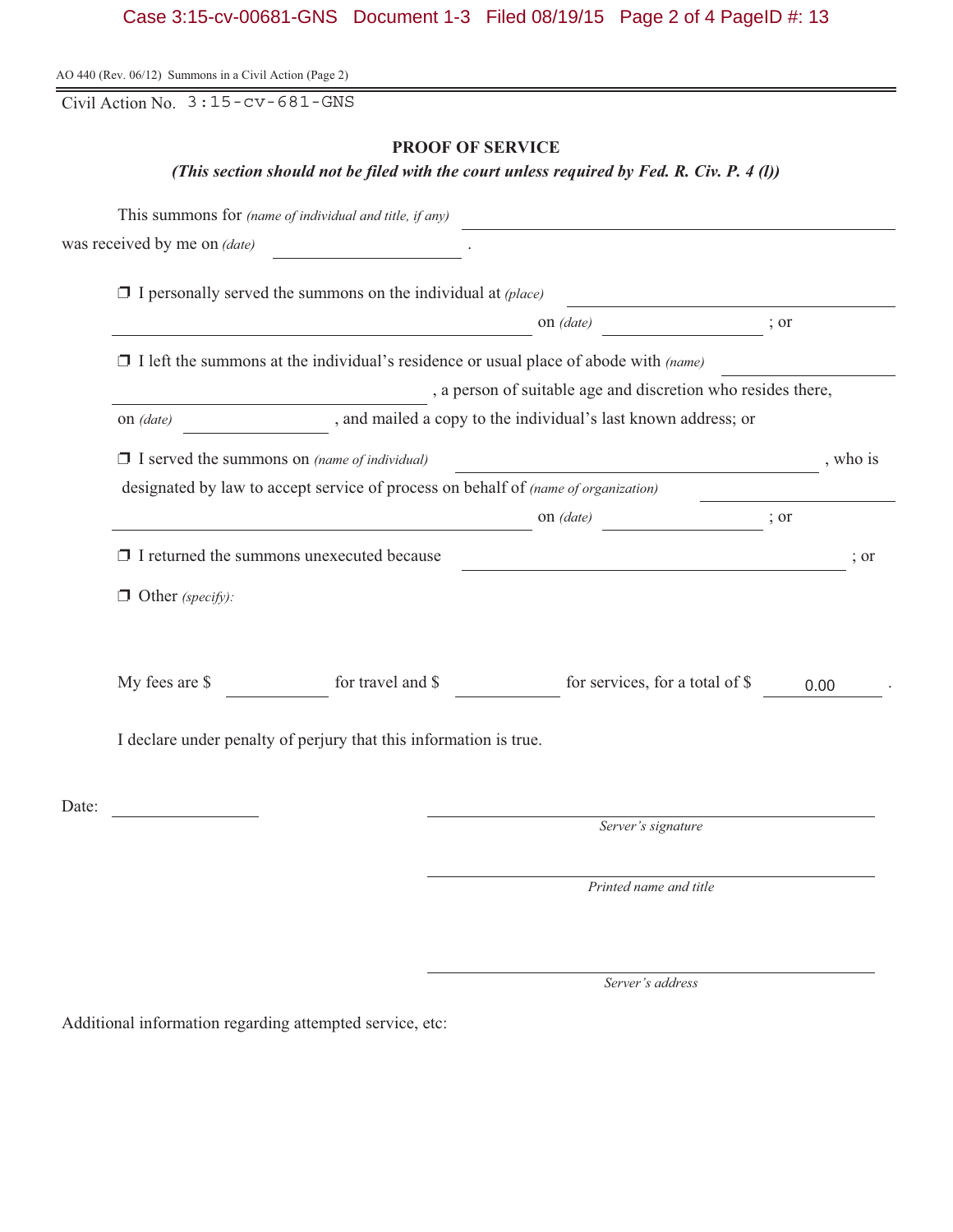AO 440 (Rev. 06/12) Summons in a Civil Action (Page 2)

Civil Action No. 3:15-cv-681-GNS

## PROOF OF SERVICE

***(This section should not be filed with the court unless required by Fed. R. Civ. P. 4 (l))***

This summons for *(name of individual and title, if any)* ______________________________
was received by me on *(date)* ______________ .

❒ I personally served the summons on the individual at *(place)* ______________________________
______________________________ on *(date)* ______________ ; or

❒ I left the summons at the individual's residence or usual place of abode with *(name)* ______________
______________________________ , a person of suitable age and discretion who resides there,
on *(date)* ______________ , and mailed a copy to the individual's last known address; or

❒ I served the summons on *(name of individual)* ______________________________ , who is
designated by law to accept service of process on behalf of *(name of organization)* ______________
______________________________ on *(date)* ______________ ; or

❒ I returned the summons unexecuted because ______________________________ ; or

❒ Other *(specify)*:

My fees are $ __________ for travel and $ __________ for services, for a total of $ 0.00 .

I declare under penalty of perjury that this information is true.

Date: ______________

______________________________
*Server's signature*

______________________________
*Printed name and title*

______________________________
*Server's address*

Additional information regarding attempted service, etc: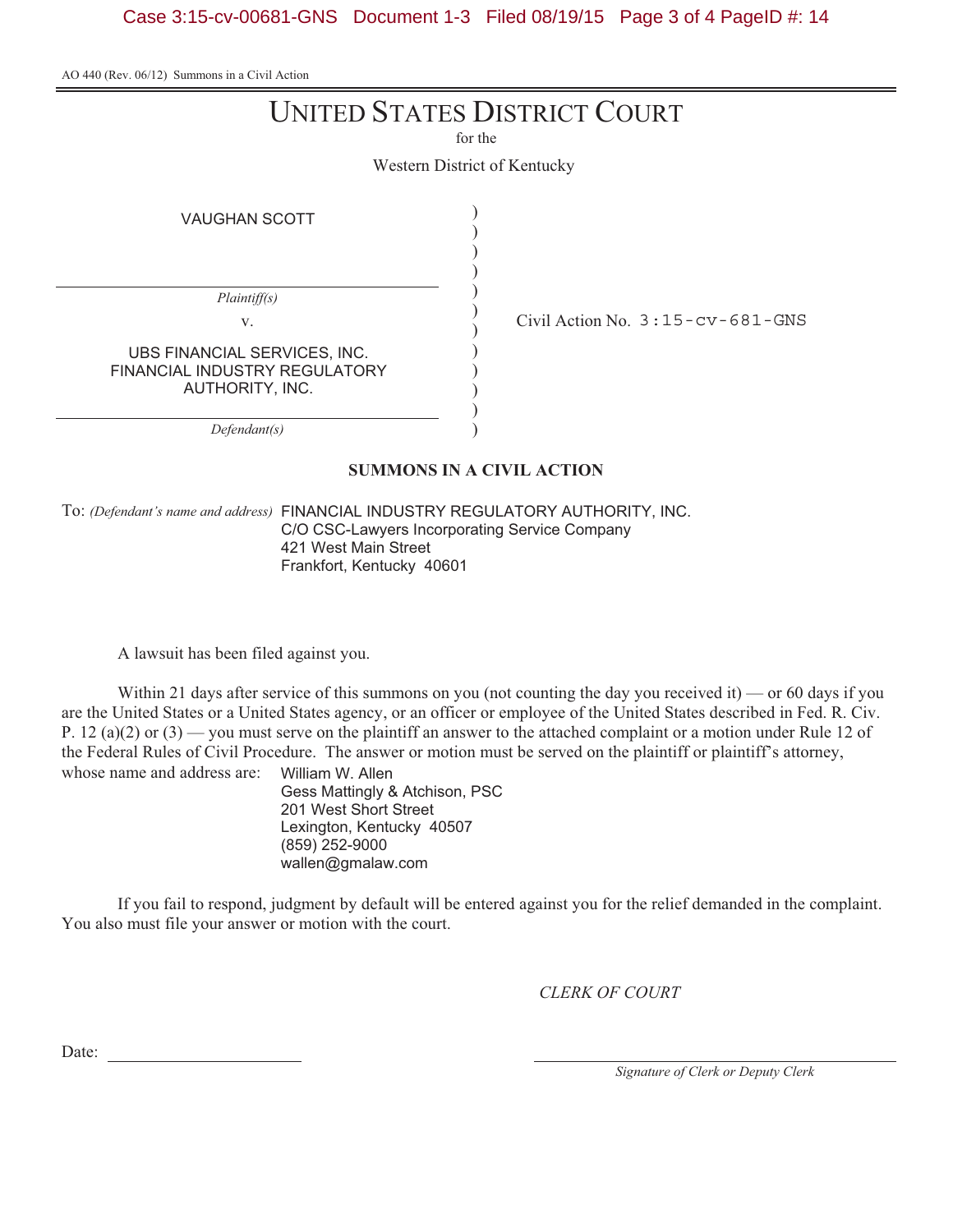AO 440 (Rev. 06/12) Summons in a Civil Action

# UNITED STATES DISTRICT COURT

for the

Western District of Kentucky

| | | |
|---|---|---|
| VAUGHAN SCOTT<br>*Plaintiff(s)* | ) | |
| v. | ) | Civil Action No. 3:15-cv-681-GNS |
| UBS FINANCIAL SERVICES, INC.<br>FINANCIAL INDUSTRY REGULATORY AUTHORITY, INC.<br>*Defendant(s)* | ) | |

**SUMMONS IN A CIVIL ACTION**

To: *(Defendant's name and address)* FINANCIAL INDUSTRY REGULATORY AUTHORITY, INC.
C/O CSC-Lawyers Incorporating Service Company
421 West Main Street
Frankfort, Kentucky 40601

A lawsuit has been filed against you.

Within 21 days after service of this summons on you (not counting the day you received it) — or 60 days if you are the United States or a United States agency, or an officer or employee of the United States described in Fed. R. Civ. P. 12 (a)(2) or (3) — you must serve on the plaintiff an answer to the attached complaint or a motion under Rule 12 of the Federal Rules of Civil Procedure. The answer or motion must be served on the plaintiff or plaintiff's attorney, whose name and address are:

William W. Allen
Gess Mattingly & Atchison, PSC
201 West Short Street
Lexington, Kentucky 40507
(859) 252-9000
wallen@gmalaw.com

If you fail to respond, judgment by default will be entered against you for the relief demanded in the complaint. You also must file your answer or motion with the court.

*CLERK OF COURT*

Date: ______________________

______________________________
*Signature of Clerk or Deputy Clerk*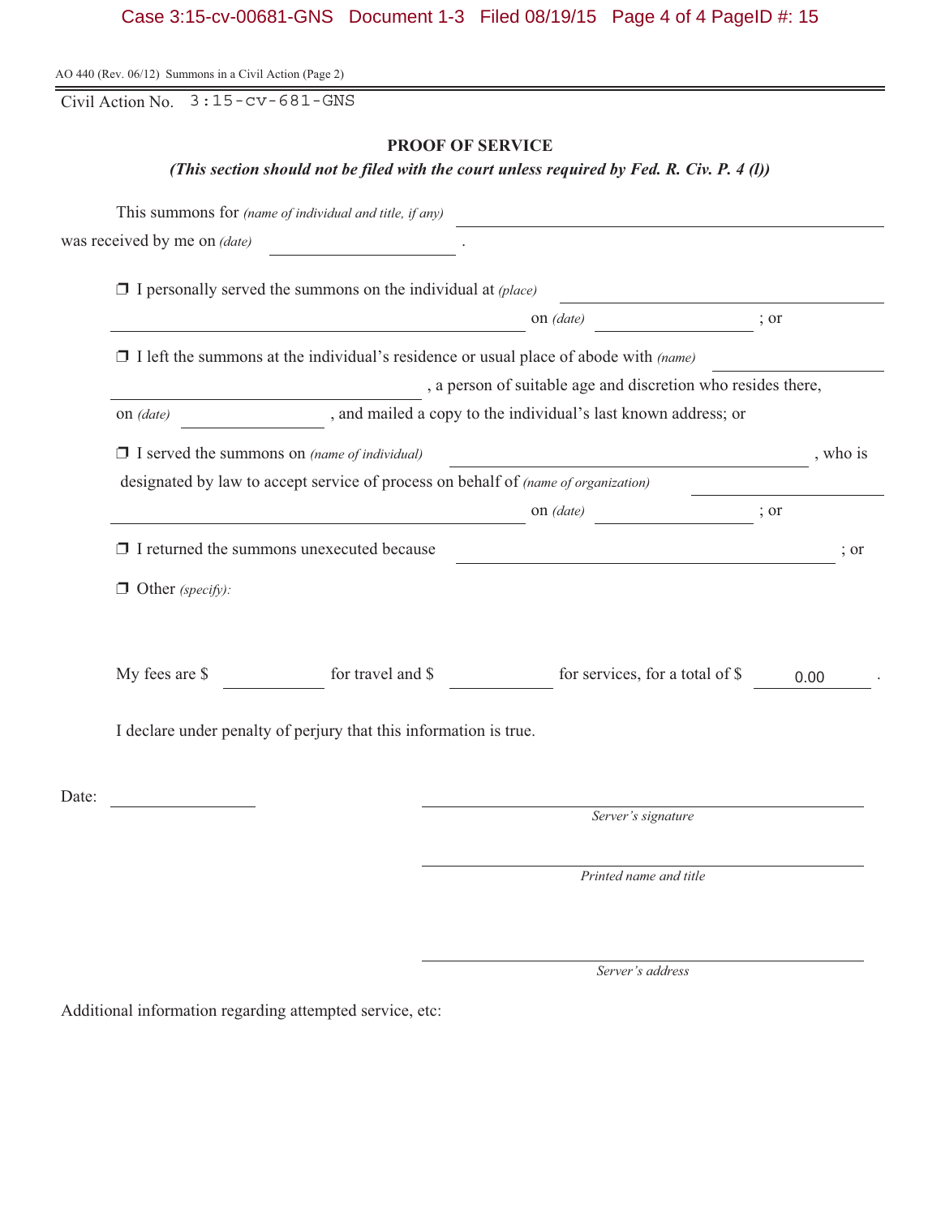AO 440 (Rev. 06/12) Summons in a Civil Action (Page 2)

Civil Action No. 3:15-cv-681-GNS

## PROOF OF SERVICE

***(This section should not be filed with the court unless required by Fed. R. Civ. P. 4 (l))***

This summons for *(name of individual and title, if any)* ______________________________
was received by me on *(date)* ______________ .

❒ I personally served the summons on the individual at *(place)* ______________________________
______________________________ on *(date)* ______________ ; or

❒ I left the summons at the individual's residence or usual place of abode with *(name)* ______________
______________________________ , a person of suitable age and discretion who resides there,
on *(date)* ______________ , and mailed a copy to the individual's last known address; or

❒ I served the summons on *(name of individual)* ______________________________ , who is
designated by law to accept service of process on behalf of *(name of organization)* ______________
______________________________ on *(date)* ______________ ; or

❒ I returned the summons unexecuted because ______________________________ ; or

❒ Other *(specify)*:

My fees are $ __________ for travel and $ __________ for services, for a total of $ 0.00 .

I declare under penalty of perjury that this information is true.

Date: ______________

______________________________
*Server's signature*

______________________________
*Printed name and title*

______________________________
*Server's address*

Additional information regarding attempted service, etc: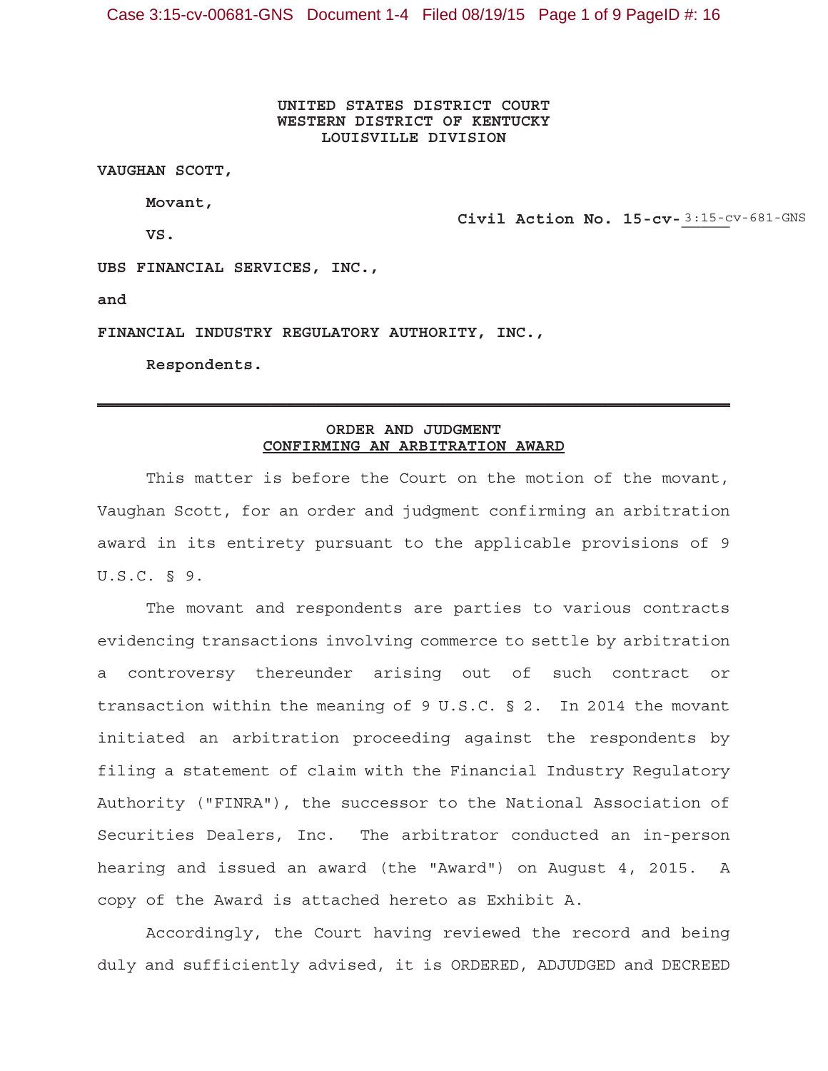**UNITED STATES DISTRICT COURT**
**WESTERN DISTRICT OF KENTUCKY**
**LOUISVILLE DIVISION**

**VAUGHAN SCOTT,**

**Movant,**

**VS.**

**Civil Action No. 15-cv-** 3:15-cv-681-GNS

**UBS FINANCIAL SERVICES, INC.,**

**and**

**FINANCIAL INDUSTRY REGULATORY AUTHORITY, INC.,**

**Respondents.**

---

**ORDER AND JUDGMENT**
**CONFIRMING AN ARBITRATION AWARD**

This matter is before the Court on the motion of the movant, Vaughan Scott, for an order and judgment confirming an arbitration award in its entirety pursuant to the applicable provisions of 9 U.S.C. § 9.

The movant and respondents are parties to various contracts evidencing transactions involving commerce to settle by arbitration a controversy thereunder arising out of such contract or transaction within the meaning of 9 U.S.C. § 2. In 2014 the movant initiated an arbitration proceeding against the respondents by filing a statement of claim with the Financial Industry Regulatory Authority ("FINRA"), the successor to the National Association of Securities Dealers, Inc. The arbitrator conducted an in-person hearing and issued an award (the "Award") on August 4, 2015. A copy of the Award is attached hereto as Exhibit A.

Accordingly, the Court having reviewed the record and being duly and sufficiently advised, it is ORDERED, ADJUDGED and DECREED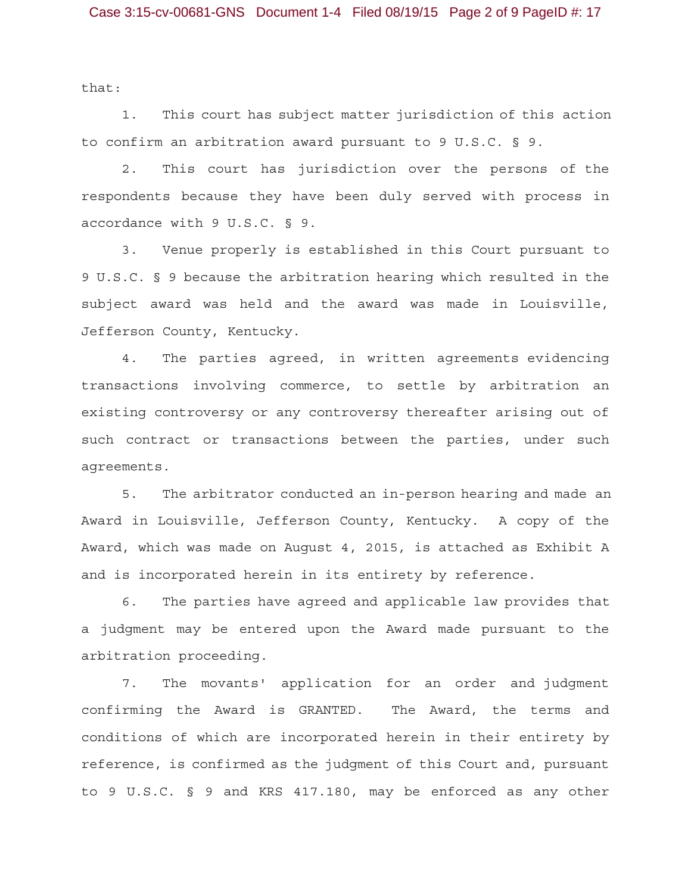that:

1. This court has subject matter jurisdiction of this action to confirm an arbitration award pursuant to 9 U.S.C. § 9.

2. This court has jurisdiction over the persons of the respondents because they have been duly served with process in accordance with 9 U.S.C. § 9.

3. Venue properly is established in this Court pursuant to 9 U.S.C. § 9 because the arbitration hearing which resulted in the subject award was held and the award was made in Louisville, Jefferson County, Kentucky.

4. The parties agreed, in written agreements evidencing transactions involving commerce, to settle by arbitration an existing controversy or any controversy thereafter arising out of such contract or transactions between the parties, under such agreements.

5. The arbitrator conducted an in-person hearing and made an Award in Louisville, Jefferson County, Kentucky. A copy of the Award, which was made on August 4, 2015, is attached as Exhibit A and is incorporated herein in its entirety by reference.

6. The parties have agreed and applicable law provides that a judgment may be entered upon the Award made pursuant to the arbitration proceeding.

7. The movants' application for an order and judgment confirming the Award is GRANTED. The Award, the terms and conditions of which are incorporated herein in their entirety by reference, is confirmed as the judgment of this Court and, pursuant to 9 U.S.C. § 9 and KRS 417.180, may be enforced as any other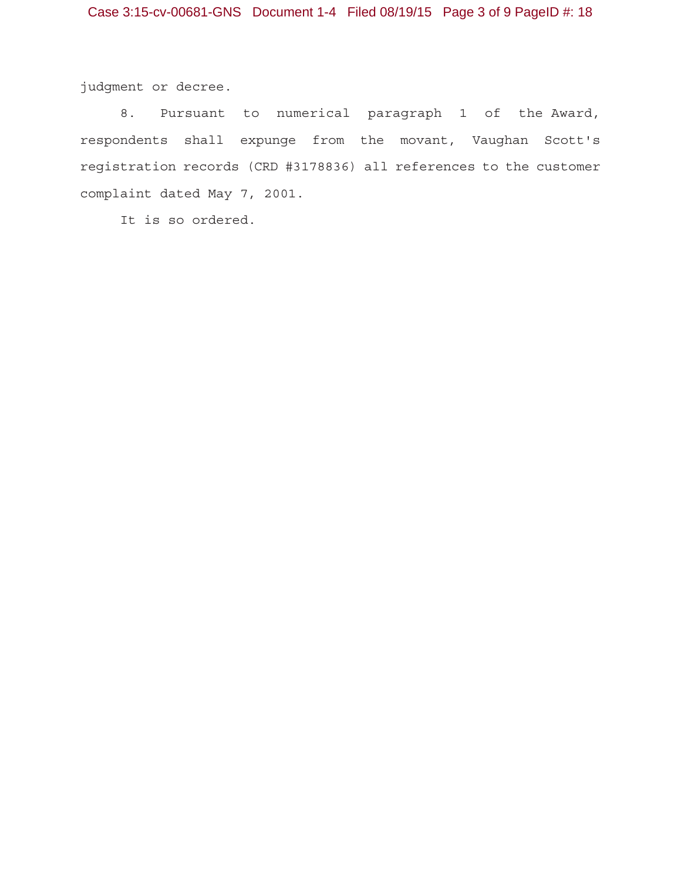judgment or decree.

8. Pursuant to numerical paragraph 1 of the Award, respondents shall expunge from the movant, Vaughan Scott's registration records (CRD #3178836) all references to the customer complaint dated May 7, 2001.

It is so ordered.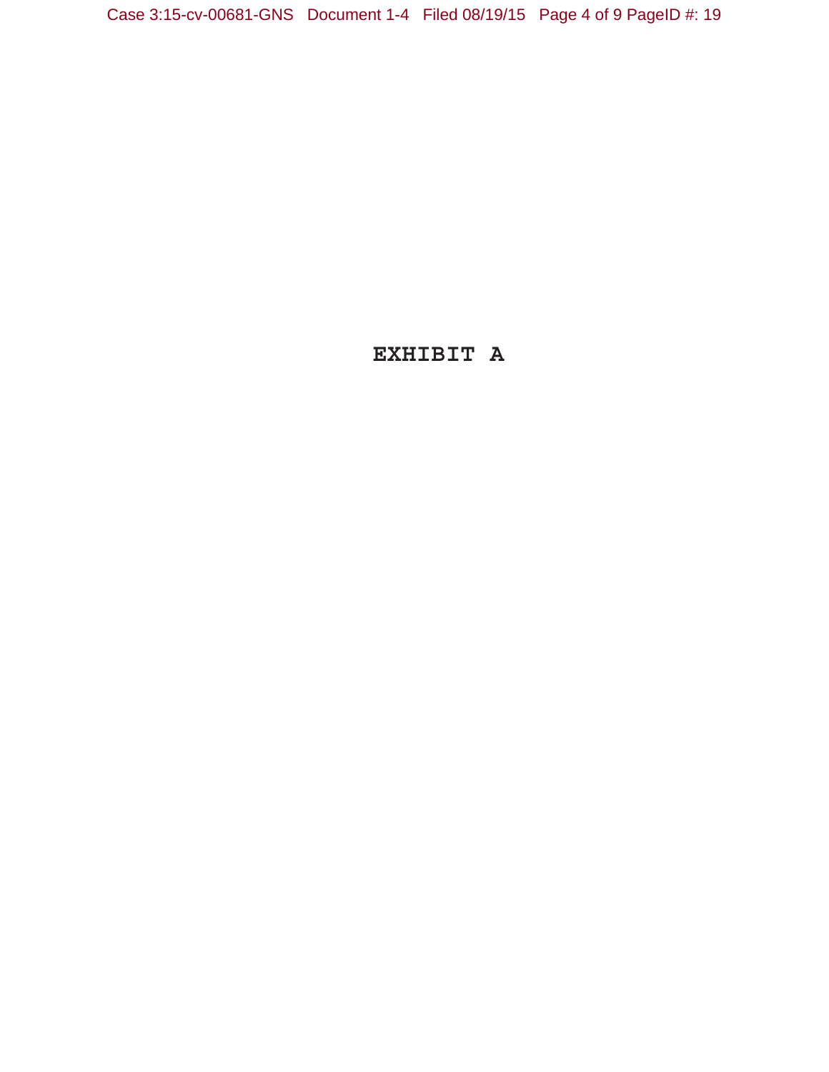**EXHIBIT A**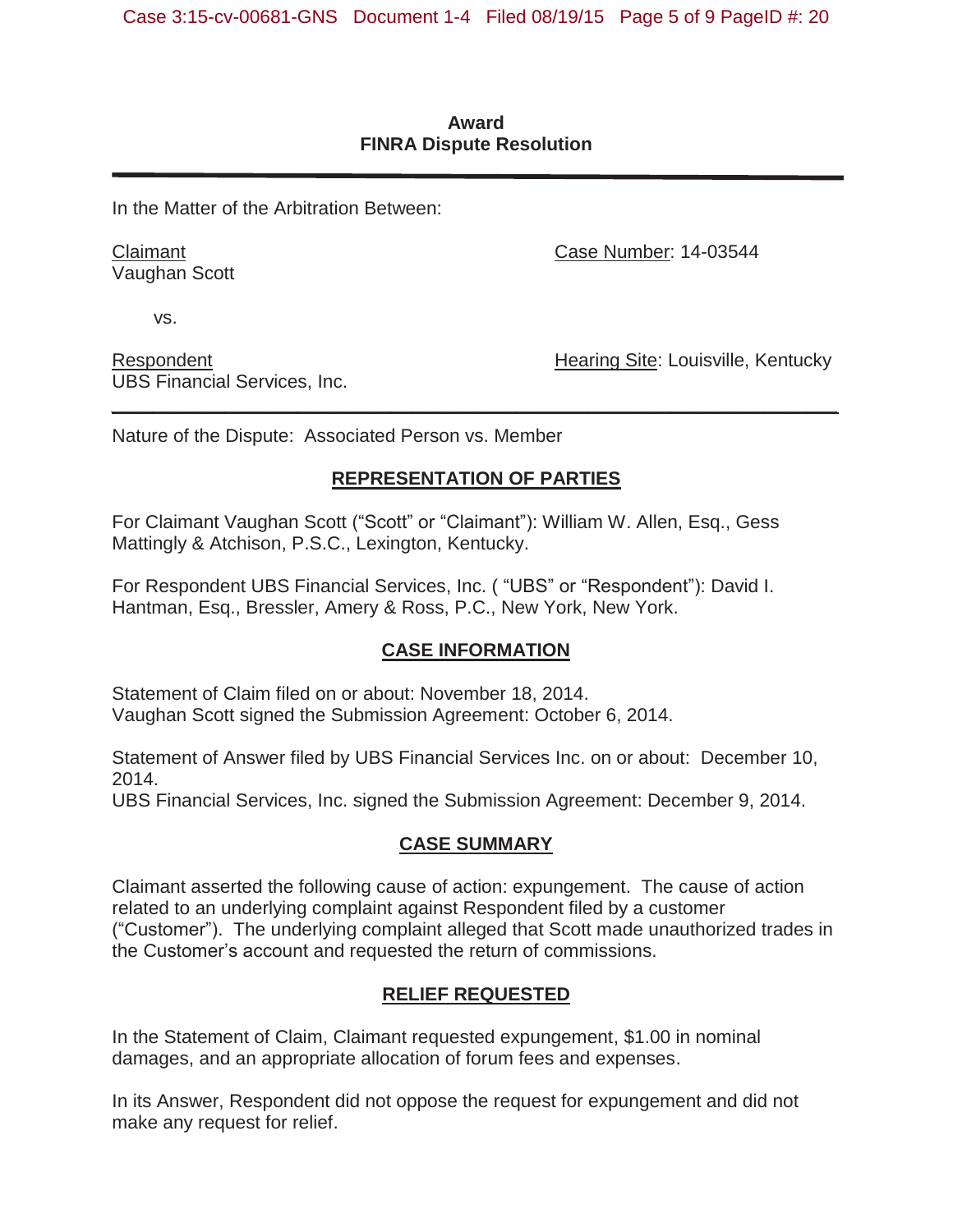**Award**
**FINRA Dispute Resolution**

---

In the Matter of the Arbitration Between:

Claimant
Vaughan Scott

Case Number: 14-03544

vs.

Respondent
UBS Financial Services, Inc.

Hearing Site: Louisville, Kentucky

---

Nature of the Dispute: Associated Person vs. Member

## REPRESENTATION OF PARTIES

For Claimant Vaughan Scott ("Scott" or "Claimant"): William W. Allen, Esq., Gess Mattingly & Atchison, P.S.C., Lexington, Kentucky.

For Respondent UBS Financial Services, Inc. ( "UBS" or "Respondent"): David I. Hantman, Esq., Bressler, Amery & Ross, P.C., New York, New York.

## CASE INFORMATION

Statement of Claim filed on or about: November 18, 2014.
Vaughan Scott signed the Submission Agreement: October 6, 2014.

Statement of Answer filed by UBS Financial Services Inc. on or about: December 10, 2014.
UBS Financial Services, Inc. signed the Submission Agreement: December 9, 2014.

## CASE SUMMARY

Claimant asserted the following cause of action: expungement. The cause of action related to an underlying complaint against Respondent filed by a customer ("Customer"). The underlying complaint alleged that Scott made unauthorized trades in the Customer's account and requested the return of commissions.

## RELIEF REQUESTED

In the Statement of Claim, Claimant requested expungement, $1.00 in nominal damages, and an appropriate allocation of forum fees and expenses.

In its Answer, Respondent did not oppose the request for expungement and did not make any request for relief.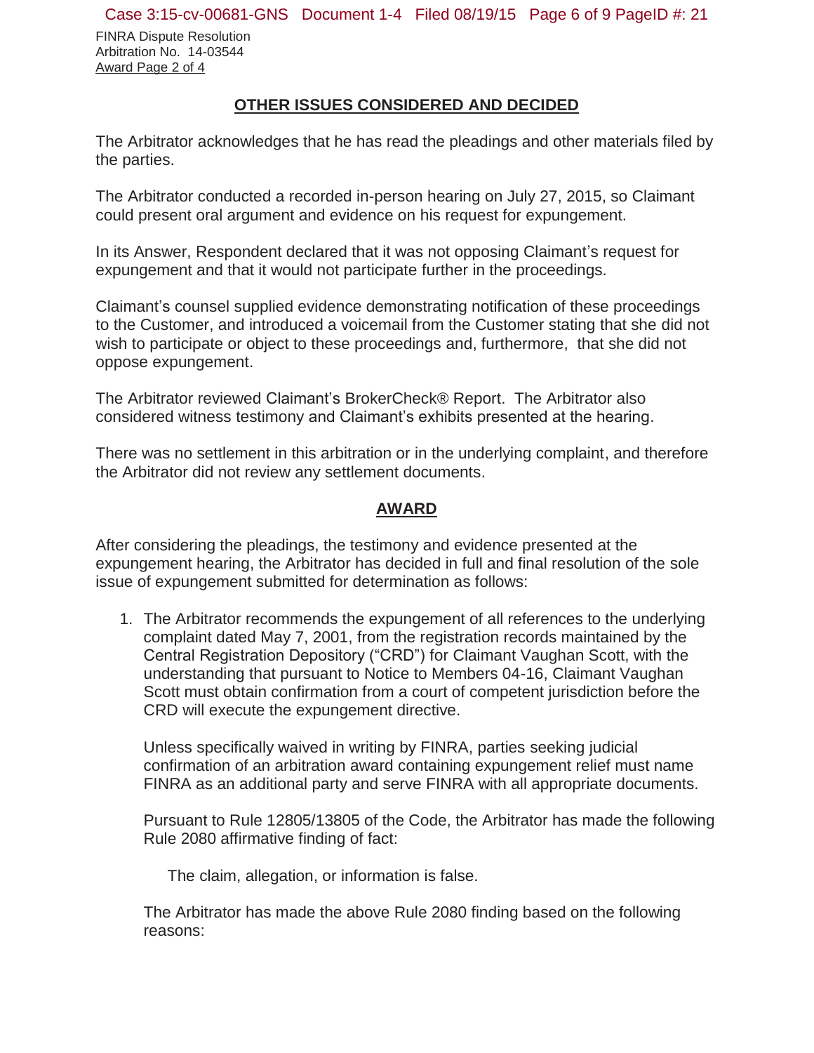## OTHER ISSUES CONSIDERED AND DECIDED

The Arbitrator acknowledges that he has read the pleadings and other materials filed by the parties.

The Arbitrator conducted a recorded in-person hearing on July 27, 2015, so Claimant could present oral argument and evidence on his request for expungement.

In its Answer, Respondent declared that it was not opposing Claimant's request for expungement and that it would not participate further in the proceedings.

Claimant's counsel supplied evidence demonstrating notification of these proceedings to the Customer, and introduced a voicemail from the Customer stating that she did not wish to participate or object to these proceedings and, furthermore, that she did not oppose expungement.

The Arbitrator reviewed Claimant's BrokerCheck® Report. The Arbitrator also considered witness testimony and Claimant's exhibits presented at the hearing.

There was no settlement in this arbitration or in the underlying complaint, and therefore the Arbitrator did not review any settlement documents.

## AWARD

After considering the pleadings, the testimony and evidence presented at the expungement hearing, the Arbitrator has decided in full and final resolution of the sole issue of expungement submitted for determination as follows:

1. The Arbitrator recommends the expungement of all references to the underlying complaint dated May 7, 2001, from the registration records maintained by the Central Registration Depository ("CRD") for Claimant Vaughan Scott, with the understanding that pursuant to Notice to Members 04-16, Claimant Vaughan Scott must obtain confirmation from a court of competent jurisdiction before the CRD will execute the expungement directive.

   Unless specifically waived in writing by FINRA, parties seeking judicial confirmation of an arbitration award containing expungement relief must name FINRA as an additional party and serve FINRA with all appropriate documents.

   Pursuant to Rule 12805/13805 of the Code, the Arbitrator has made the following Rule 2080 affirmative finding of fact:

   > The claim, allegation, or information is false.

   The Arbitrator has made the above Rule 2080 finding based on the following reasons: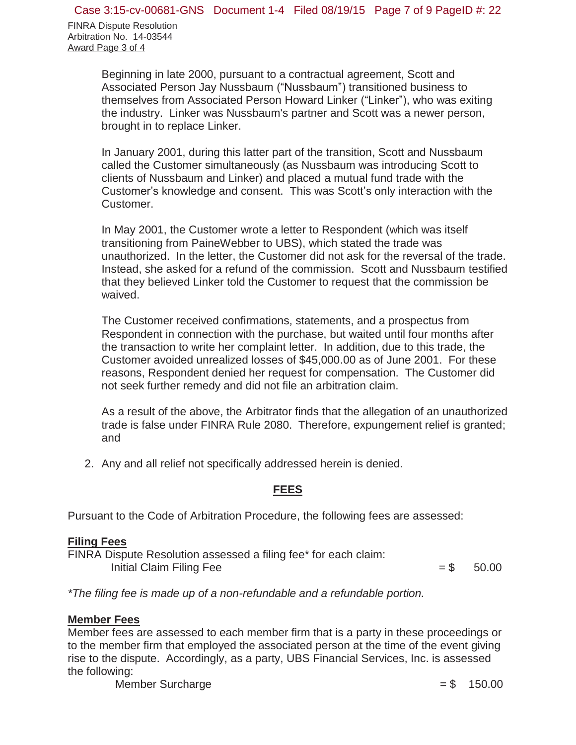Beginning in late 2000, pursuant to a contractual agreement, Scott and Associated Person Jay Nussbaum (“Nussbaum”) transitioned business to themselves from Associated Person Howard Linker (“Linker”), who was exiting the industry. Linker was Nussbaum's partner and Scott was a newer person, brought in to replace Linker.

In January 2001, during this latter part of the transition, Scott and Nussbaum called the Customer simultaneously (as Nussbaum was introducing Scott to clients of Nussbaum and Linker) and placed a mutual fund trade with the Customer’s knowledge and consent. This was Scott’s only interaction with the Customer.

In May 2001, the Customer wrote a letter to Respondent (which was itself transitioning from PaineWebber to UBS), which stated the trade was unauthorized. In the letter, the Customer did not ask for the reversal of the trade. Instead, she asked for a refund of the commission. Scott and Nussbaum testified that they believed Linker told the Customer to request that the commission be waived.

The Customer received confirmations, statements, and a prospectus from Respondent in connection with the purchase, but waited until four months after the transaction to write her complaint letter. In addition, due to this trade, the Customer avoided unrealized losses of $45,000.00 as of June 2001. For these reasons, Respondent denied her request for compensation. The Customer did not seek further remedy and did not file an arbitration claim.

As a result of the above, the Arbitrator finds that the allegation of an unauthorized trade is false under FINRA Rule 2080. Therefore, expungement relief is granted; and

2. Any and all relief not specifically addressed herein is denied.

## FEES

Pursuant to the Code of Arbitration Procedure, the following fees are assessed:

**Filing Fees**

FINRA Dispute Resolution assessed a filing fee* for each claim:

| | |
|---|---|
| Initial Claim Filing Fee | = $ 50.00 |

*The filing fee is made up of a non-refundable and a refundable portion.*

**Member Fees**

Member fees are assessed to each member firm that is a party in these proceedings or to the member firm that employed the associated person at the time of the event giving rise to the dispute. Accordingly, as a party, UBS Financial Services, Inc. is assessed the following:

| | |
|---|---|
| Member Surcharge | = $ 150.00 |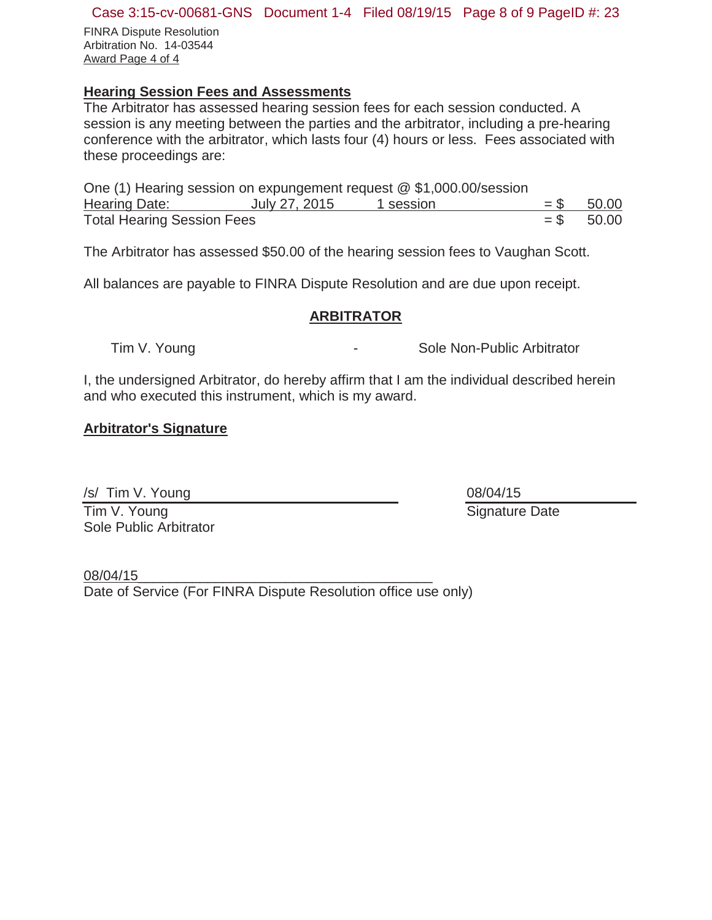FINRA Dispute Resolution
Arbitration No. 14-03544
Award Page 4 of 4

## Hearing Session Fees and Assessments

The Arbitrator has assessed hearing session fees for each session conducted. A session is any meeting between the parties and the arbitrator, including a pre-hearing conference with the arbitrator, which lasts four (4) hours or less. Fees associated with these proceedings are:

One (1) Hearing session on expungement request @ $1,000.00/session

| Hearing Date: | July 27, 2015 | 1 session | = $ | 50.00 |
|---|---|---|---|---|
| Total Hearing Session Fees | | | = $ | 50.00 |

The Arbitrator has assessed $50.00 of the hearing session fees to Vaughan Scott.

All balances are payable to FINRA Dispute Resolution and are due upon receipt.

## ARBITRATOR

Tim V. Young - Sole Non-Public Arbitrator

I, the undersigned Arbitrator, do hereby affirm that I am the individual described herein and who executed this instrument, which is my award.

**Arbitrator's Signature**

/s/ Tim V. Young
Tim V. Young
Sole Public Arbitrator

08/04/15
Signature Date

08/04/15
Date of Service (For FINRA Dispute Resolution office use only)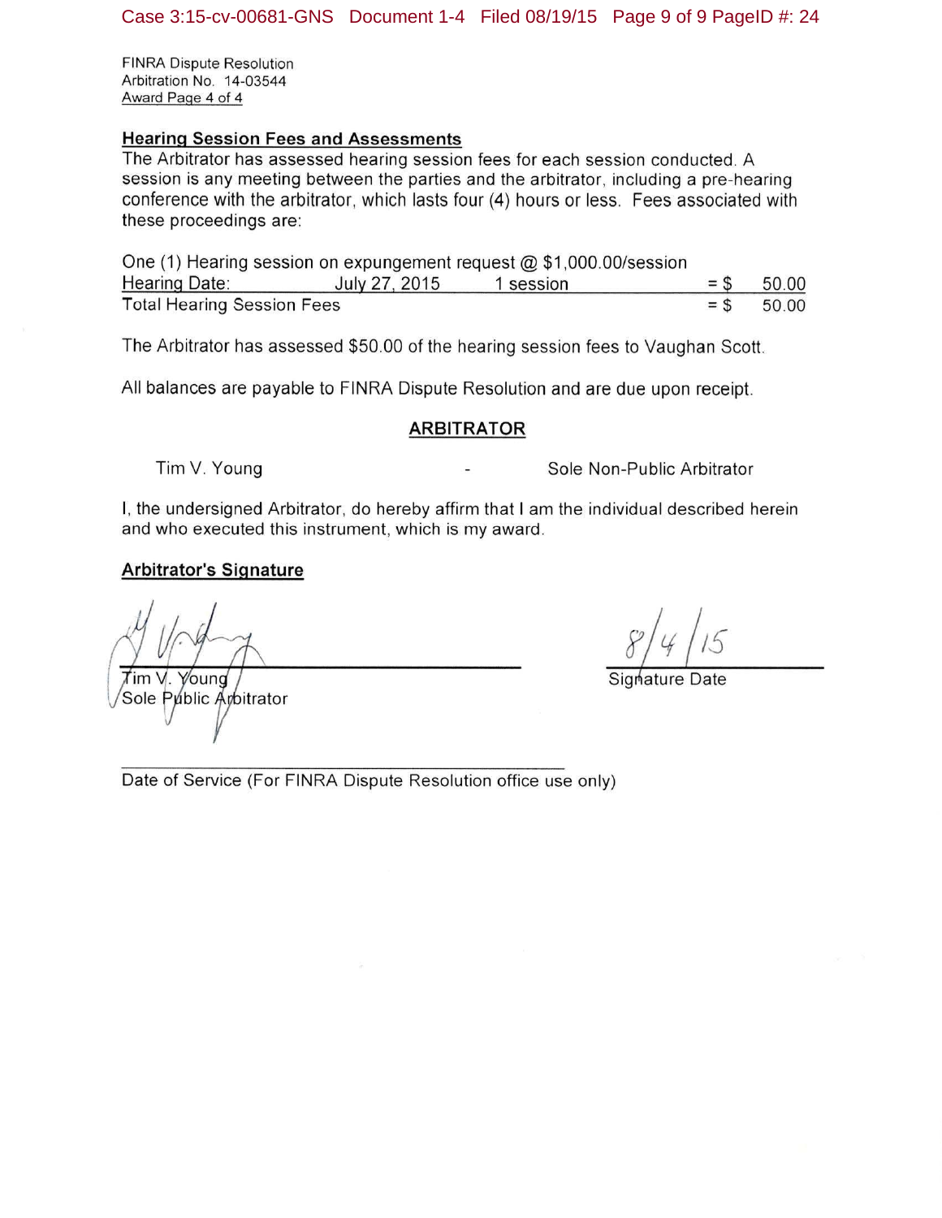FINRA Dispute Resolution
Arbitration No. 14-03544
Award Page 4 of 4

## Hearing Session Fees and Assessments

The Arbitrator has assessed hearing session fees for each session conducted. A session is any meeting between the parties and the arbitrator, including a pre-hearing conference with the arbitrator, which lasts four (4) hours or less. Fees associated with these proceedings are:

One (1) Hearing session on expungement request @ $1,000.00/session

| | | | | |
|---|---|---|---|---|
| Hearing Date: | July 27, 2015 | 1 session | = $ | 50.00 |
| Total Hearing Session Fees | | | = $ | 50.00 |

The Arbitrator has assessed $50.00 of the hearing session fees to Vaughan Scott.

All balances are payable to FINRA Dispute Resolution and are due upon receipt.

## ARBITRATOR

Tim V. Young - Sole Non-Public Arbitrator

I, the undersigned Arbitrator, do hereby affirm that I am the individual described herein and who executed this instrument, which is my award.

## Arbitrator's Signature

Tim V. Young
Sole Public Arbitrator

8/4/15
Signature Date

Date of Service (For FINRA Dispute Resolution office use only)